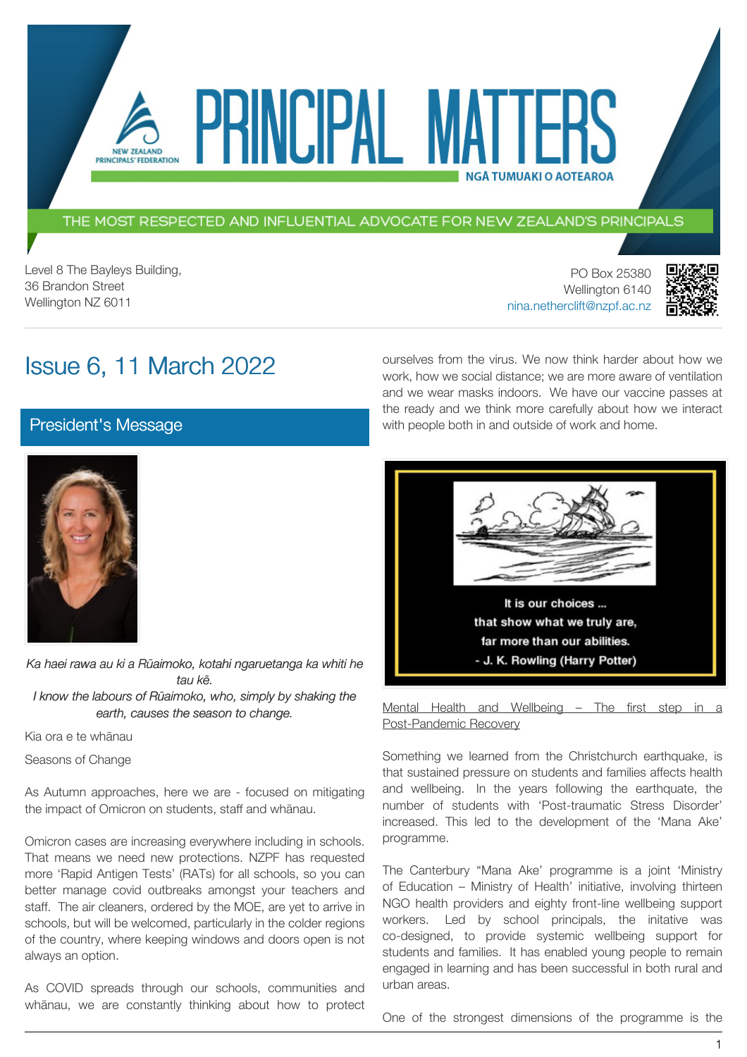# PRINCIPAL MATTERS

NGĀ TUMUAKI O AOTEAROA

THE MOST RESPECTED AND INFLUENTIAL ADVOCATE FOR NEW ZEALAND'S PRINCIPALS

Level 8 The Bayleys Building,
36 Brandon Street
Wellington NZ 6011

PO Box 25380
Wellington 6140
nina.netherclift@nzpf.ac.nz

## Issue 6, 11 March 2022

## President's Message

*Ka haei rawa au ki a Rūaimoko, kotahi ngaruetanga ka whiti he tau kē.*
*I know the labours of Rūaimoko, who, simply by shaking the earth, causes the season to change.*

Kia ora e te whānau

Seasons of Change

As Autumn approaches, here we are - focused on mitigating the impact of Omicron on students, staff and whānau.

Omicron cases are increasing everywhere including in schools. That means we need new protections. NZPF has requested more 'Rapid Antigen Tests' (RATs) for all schools, so you can better manage covid outbreaks amongst your teachers and staff. The air cleaners, ordered by the MOE, are yet to arrive in schools, but will be welcomed, particularly in the colder regions of the country, where keeping windows and doors open is not always an option.

As COVID spreads through our schools, communities and whānau, we are constantly thinking about how to protect ourselves from the virus. We now think harder about how we work, how we social distance; we are more aware of ventilation and we wear masks indoors. We have our vaccine passes at the ready and we think more carefully about how we interact with people both in and outside of work and home.

It is our choices ...
that show what we truly are,
far more than our abilities.
- J. K. Rowling (Harry Potter)

Mental Health and Wellbeing – The first step in a Post-Pandemic Recovery

Something we learned from the Christchurch earthquake, is that sustained pressure on students and families affects health and wellbeing. In the years following the earthquate, the number of students with 'Post-traumatic Stress Disorder' increased. This led to the development of the 'Mana Ake' programme.

The Canterbury "Mana Ake' programme is a joint 'Ministry of Education – Ministry of Health' initiative, involving thirteen NGO health providers and eighty front-line wellbeing support workers. Led by school principals, the initative was co-designed, to provide systemic wellbeing support for students and families. It has enabled young people to remain engaged in learning and has been successful in both rural and urban areas.

One of the strongest dimensions of the programme is the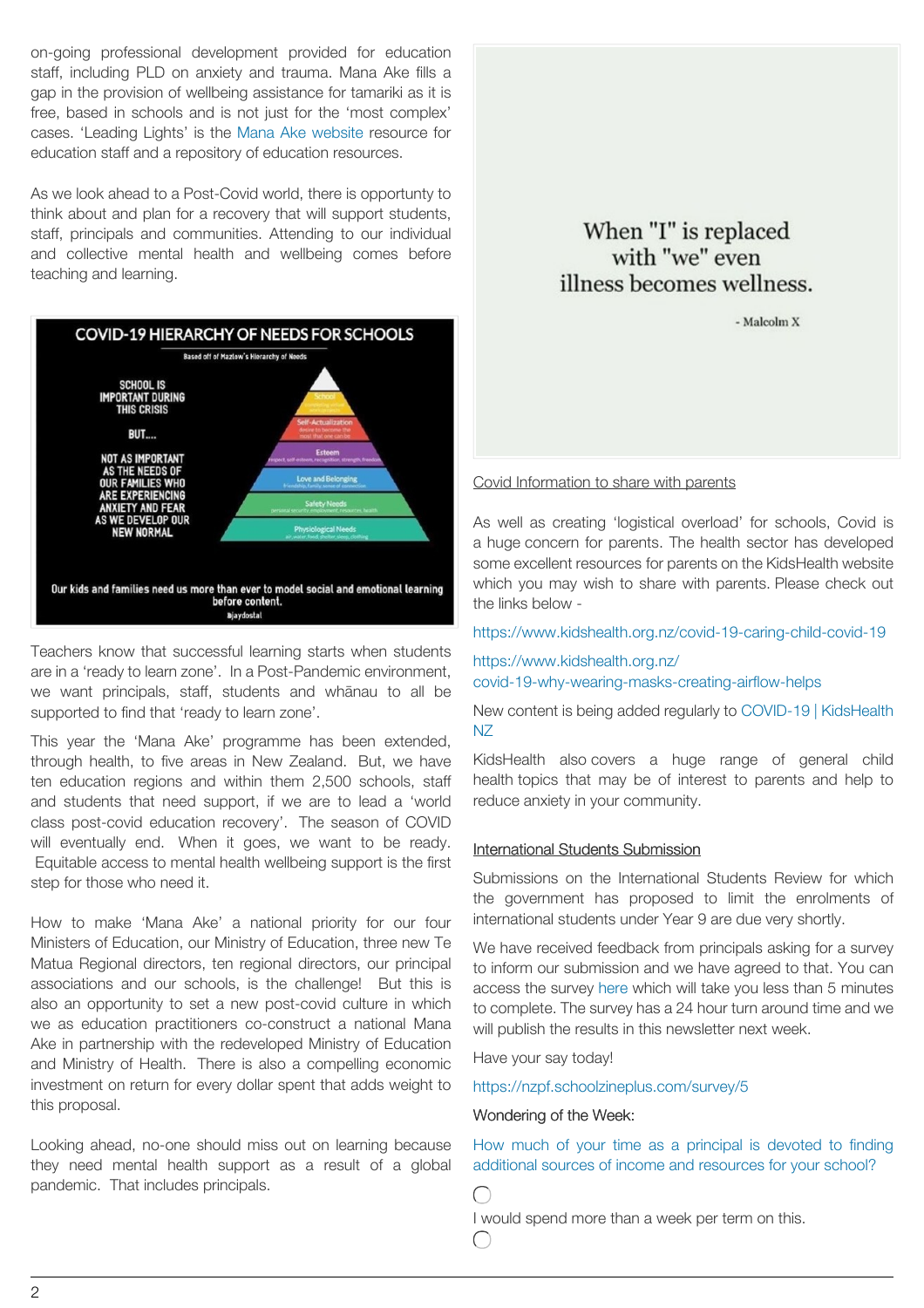on-going professional development provided for education staff, including PLD on anxiety and trauma. Mana Ake fills a gap in the provision of wellbeing assistance for tamariki as it is free, based in schools and is not just for the 'most complex' cases. 'Leading Lights' is the Mana Ake website resource for education staff and a repository of education resources.

As we look ahead to a Post-Covid world, there is opportunty to think about and plan for a recovery that will support students, staff, principals and communities. Attending to our individual and collective mental health and wellbeing comes before teaching and learning.

COVID-19 HIERARCHY OF NEEDS FOR SCHOOLS

Based off of Mazlow's Hierarchy of Needs

SCHOOL IS IMPORTANT DURING THIS CRISIS

BUT....

NOT AS IMPORTANT AS THE NEEDS OF OUR FAMILIES WHO ARE EXPERIENCING ANXIETY AND FEAR AS WE DEVELOP OUR NEW NORMAL

School
Self-Actualization
Esteem
Love and Belonging
Safety Needs
Physiological Needs

Our kids and families need us more than ever to model social and emotional learning before content.

@jaydostal

Teachers know that successful learning starts when students are in a 'ready to learn zone'. In a Post-Pandemic environment, we want principals, staff, students and whānau to all be supported to find that 'ready to learn zone'.

This year the 'Mana Ake' programme has been extended, through health, to five areas in New Zealand. But, we have ten education regions and within them 2,500 schools, staff and students that need support, if we are to lead a 'world class post-covid education recovery'. The season of COVID will eventually end. When it goes, we want to be ready. Equitable access to mental health wellbeing support is the first step for those who need it.

How to make 'Mana Ake' a national priority for our four Ministers of Education, our Ministry of Education, three new Te Matua Regional directors, ten regional directors, our principal associations and our schools, is the challenge! But this is also an opportunity to set a new post-covid culture in which we as education practitioners co-construct a national Mana Ake in partnership with the redeveloped Ministry of Education and Ministry of Health. There is also a compelling economic investment on return for every dollar spent that adds weight to this proposal.

Looking ahead, no-one should miss out on learning because they need mental health support as a result of a global pandemic. That includes principals.

When "I" is replaced with "we" even illness becomes wellness.

- Malcolm X

Covid Information to share with parents

As well as creating 'logistical overload' for schools, Covid is a huge concern for parents. The health sector has developed some excellent resources for parents on the KidsHealth website which you may wish to share with parents. Please check out the links below -

https://www.kidshealth.org.nz/covid-19-caring-child-covid-19

https://www.kidshealth.org.nz/covid-19-why-wearing-masks-creating-airflow-helps

New content is being added regularly to COVID-19 | KidsHealth NZ

KidsHealth also covers a huge range of general child health topics that may be of interest to parents and help to reduce anxiety in your community.

International Students Submission

Submissions on the International Students Review for which the government has proposed to limit the enrolments of international students under Year 9 are due very shortly.

We have received feedback from principals asking for a survey to inform our submission and we have agreed to that. You can access the survey here which will take you less than 5 minutes to complete. The survey has a 24 hour turn around time and we will publish the results in this newsletter next week.

Have your say today!

https://nzpf.schoolzineplus.com/survey/5

Wondering of the Week:

How much of your time as a principal is devoted to finding additional sources of income and resources for your school?

- [ ] I would spend more than a week per term on this.
- [ ]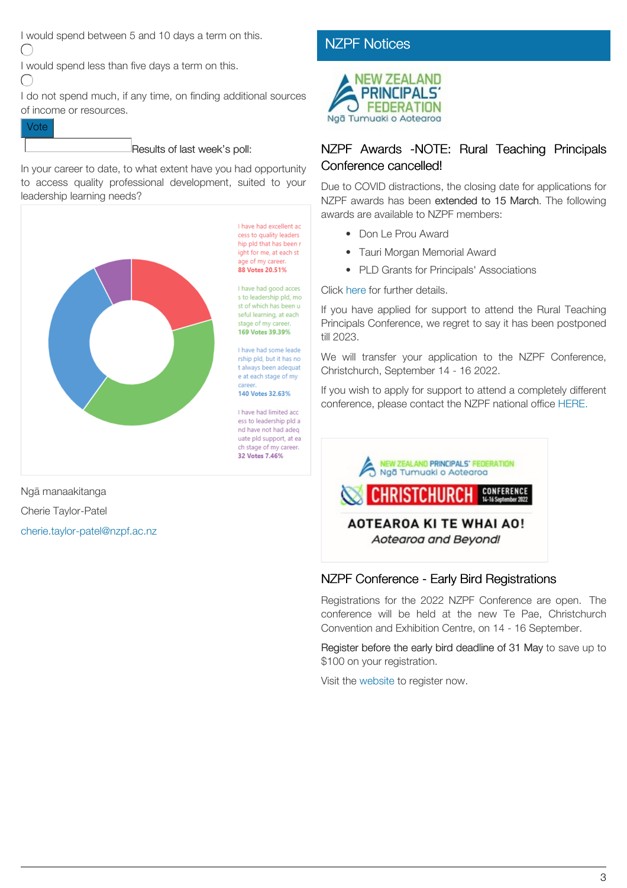I would spend between 5 and 10 days a term on this.

I would spend less than five days a term on this.

I do not spend much, if any time, on finding additional sources of income or resources.

Vote

Results of last week's poll:

In your career to date, to what extent have you had opportunity to access quality professional development, suited to your leadership learning needs?

I have had excellent access to quality leadership pld that has been right for me, at each stage of my career.
**88 Votes 20.51%**

I have had good access to leadership pld, most of which has been useful learning, at each stage of my career.
**169 Votes 39.39%**

I have had some leadership pld, but it has not always been adequate at each stage of my career.
**140 Votes 32.63%**

I have had limited access to leadership pld and have not had adequate pld support, at each stage of my career.
**32 Votes 7.46%**

Ngā manaakitanga

Cherie Taylor-Patel

cherie.taylor-patel@nzpf.ac.nz

## NZPF Notices

NEW ZEALAND PRINCIPALS' FEDERATION
Ngā Tumuaki o Aotearoa

### NZPF Awards -NOTE: Rural Teaching Principals Conference cancelled!

Due to COVID distractions, the closing date for applications for NZPF awards has been extended to 15 March. The following awards are available to NZPF members:

- Don Le Prou Award
- Tauri Morgan Memorial Award
- PLD Grants for Principals' Associations

Click here for further details.

If you have applied for support to attend the Rural Teaching Principals Conference, we regret to say it has been postponed till 2023.

We will transfer your application to the NZPF Conference, Christchurch, September 14 - 16 2022.

If you wish to apply for support to attend a completely different conference, please contact the NZPF national office HERE.

NEW ZEALAND PRINCIPALS' FEDERATION
Ngā Tumuaki o Aotearoa
CHRISTCHURCH CONFERENCE 14-16 September 2022
AOTEAROA KI TE WHAI AO!
*Aotearoa and Beyond!*

### NZPF Conference - Early Bird Registrations

Registrations for the 2022 NZPF Conference are open. The conference will be held at the new Te Pae, Christchurch Convention and Exhibition Centre, on 14 - 16 September.

Register before the early bird deadline of 31 May to save up to $100 on your registration.

Visit the website to register now.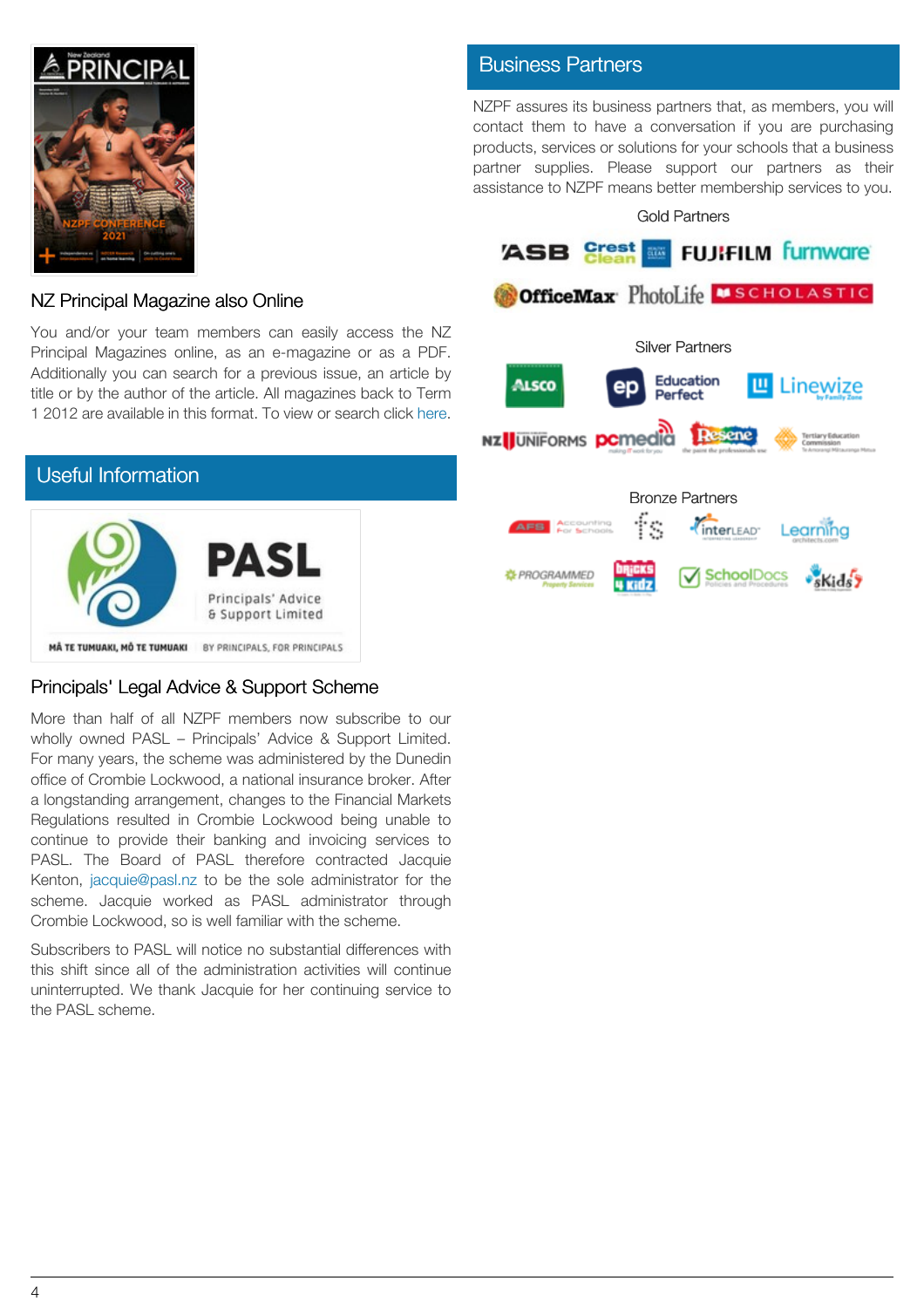## NZ Principal Magazine also Online

You and/or your team members can easily access the NZ Principal Magazines online, as an e-magazine or as a PDF. Additionally you can search for a previous issue, an article by title or by the author of the article. All magazines back to Term 1 2012 are available in this format. To view or search click here.

## Useful Information

## Principals' Legal Advice & Support Scheme

More than half of all NZPF members now subscribe to our wholly owned PASL – Principals' Advice & Support Limited. For many years, the scheme was administered by the Dunedin office of Crombie Lockwood, a national insurance broker. After a longstanding arrangement, changes to the Financial Markets Regulations resulted in Crombie Lockwood being unable to continue to provide their banking and invoicing services to PASL. The Board of PASL therefore contracted Jacquie Kenton, jacquie@pasl.nz to be the sole administrator for the scheme. Jacquie worked as PASL administrator through Crombie Lockwood, so is well familiar with the scheme.

Subscribers to PASL will notice no substantial differences with this shift since all of the administration activities will continue uninterrupted. We thank Jacquie for her continuing service to the PASL scheme.

## Business Partners

NZPF assures its business partners that, as members, you will contact them to have a conversation if you are purchasing products, services or solutions for your schools that a business partner supplies. Please support our partners as their assistance to NZPF means better membership services to you.

Gold Partners

Silver Partners

Bronze Partners